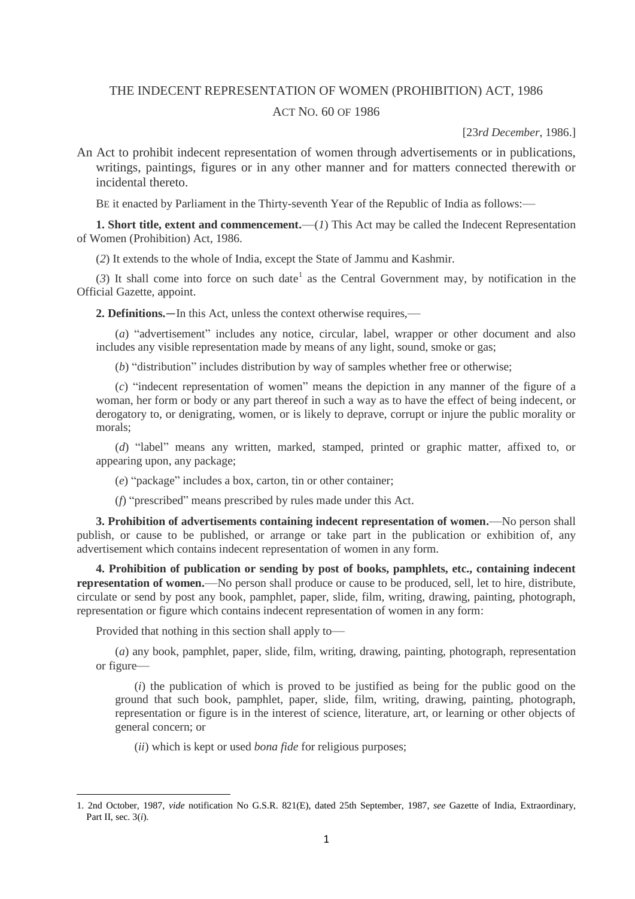# THE INDECENT REPRESENTATION OF WOMEN (PROHIBITION) ACT, 1986

## ACT NO. 60 OF 1986

[23*rd December*, 1986.]

An Act to prohibit indecent representation of women through advertisements or in publications, writings, paintings, figures or in any other manner and for matters connected therewith or incidental thereto.

BE it enacted by Parliament in the Thirty-seventh Year of the Republic of India as follows:—

**1. Short title, extent and commencement.**—(*1*) This Act may be called the Indecent Representation of Women (Prohibition) Act, 1986.

(*2*) It extends to the whole of India, except the State of Jammu and Kashmir.

(*3*) It shall come into force on such date[1] as the Central Government may, by notification in the Official Gazette, appoint.

**2. Definitions.**—In this Act, unless the context otherwise requires,—

(*a*) "advertisement" includes any notice, circular, label, wrapper or other document and also includes any visible representation made by means of any light, sound, smoke or gas;

(*b*) "distribution" includes distribution by way of samples whether free or otherwise;

(*c*) "indecent representation of women" means the depiction in any manner of the figure of a woman, her form or body or any part thereof in such a way as to have the effect of being indecent, or derogatory to, or denigrating, women, or is likely to deprave, corrupt or injure the public morality or morals;

(*d*) "label" means any written, marked, stamped, printed or graphic matter, affixed to, or appearing upon, any package;

(*e*) "package" includes a box, carton, tin or other container;

(*f*) "prescribed" means prescribed by rules made under this Act.

**3. Prohibition of advertisements containing indecent representation of women.**—No person shall publish, or cause to be published, or arrange or take part in the publication or exhibition of, any advertisement which contains indecent representation of women in any form.

**4. Prohibition of publication or sending by post of books, pamphlets, etc., containing indecent representation of women.**—No person shall produce or cause to be produced, sell, let to hire, distribute, circulate or send by post any book, pamphlet, paper, slide, film, writing, drawing, painting, photograph, representation or figure which contains indecent representation of women in any form:

Provided that nothing in this section shall apply to—

(*a*) any book, pamphlet, paper, slide, film, writing, drawing, painting, photograph, representation or figure—

(*i*) the publication of which is proved to be justified as being for the public good on the ground that such book, pamphlet, paper, slide, film, writing, drawing, painting, photograph, representation or figure is in the interest of science, literature, art, or learning or other objects of general concern; or

(*ii*) which is kept or used *bona fide* for religious purposes;

---

1. 2nd October, 1987, *vide* notification No G.S.R. 821(E), dated 25th September, 1987, *see* Gazette of India, Extraordinary, Part II, sec. 3(*i*).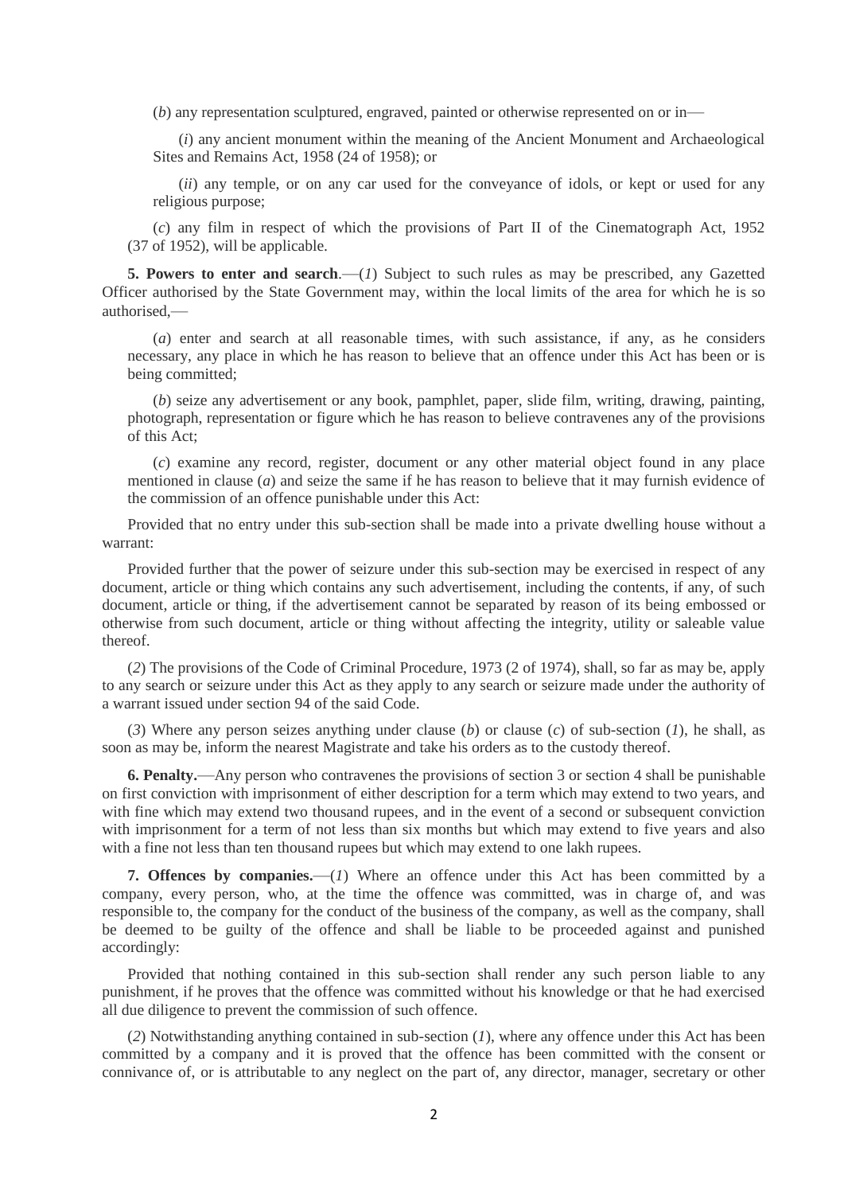(*b*) any representation sculptured, engraved, painted or otherwise represented on or in—

(*i*) any ancient monument within the meaning of the Ancient Monument and Archaeological Sites and Remains Act, 1958 (24 of 1958); or

(*ii*) any temple, or on any car used for the conveyance of idols, or kept or used for any religious purpose;

(*c*) any film in respect of which the provisions of Part II of the Cinematograph Act, 1952 (37 of 1952), will be applicable.

**5. Powers to enter and search**.—(*1*) Subject to such rules as may be prescribed, any Gazetted Officer authorised by the State Government may, within the local limits of the area for which he is so authorised,—

(*a*) enter and search at all reasonable times, with such assistance, if any, as he considers necessary, any place in which he has reason to believe that an offence under this Act has been or is being committed;

(*b*) seize any advertisement or any book, pamphlet, paper, slide film, writing, drawing, painting, photograph, representation or figure which he has reason to believe contravenes any of the provisions of this Act;

(*c*) examine any record, register, document or any other material object found in any place mentioned in clause (*a*) and seize the same if he has reason to believe that it may furnish evidence of the commission of an offence punishable under this Act:

Provided that no entry under this sub-section shall be made into a private dwelling house without a warrant:

Provided further that the power of seizure under this sub-section may be exercised in respect of any document, article or thing which contains any such advertisement, including the contents, if any, of such document, article or thing, if the advertisement cannot be separated by reason of its being embossed or otherwise from such document, article or thing without affecting the integrity, utility or saleable value thereof.

(*2*) The provisions of the Code of Criminal Procedure, 1973 (2 of 1974), shall, so far as may be, apply to any search or seizure under this Act as they apply to any search or seizure made under the authority of a warrant issued under section 94 of the said Code.

(*3*) Where any person seizes anything under clause (*b*) or clause (*c*) of sub-section (*1*), he shall, as soon as may be, inform the nearest Magistrate and take his orders as to the custody thereof.

**6. Penalty.**—Any person who contravenes the provisions of section 3 or section 4 shall be punishable on first conviction with imprisonment of either description for a term which may extend to two years, and with fine which may extend two thousand rupees, and in the event of a second or subsequent conviction with imprisonment for a term of not less than six months but which may extend to five years and also with a fine not less than ten thousand rupees but which may extend to one lakh rupees.

**7. Offences by companies.**—(*1*) Where an offence under this Act has been committed by a company, every person, who, at the time the offence was committed, was in charge of, and was responsible to, the company for the conduct of the business of the company, as well as the company, shall be deemed to be guilty of the offence and shall be liable to be proceeded against and punished accordingly:

Provided that nothing contained in this sub-section shall render any such person liable to any punishment, if he proves that the offence was committed without his knowledge or that he had exercised all due diligence to prevent the commission of such offence.

(*2*) Notwithstanding anything contained in sub-section (*1*), where any offence under this Act has been committed by a company and it is proved that the offence has been committed with the consent or connivance of, or is attributable to any neglect on the part of, any director, manager, secretary or other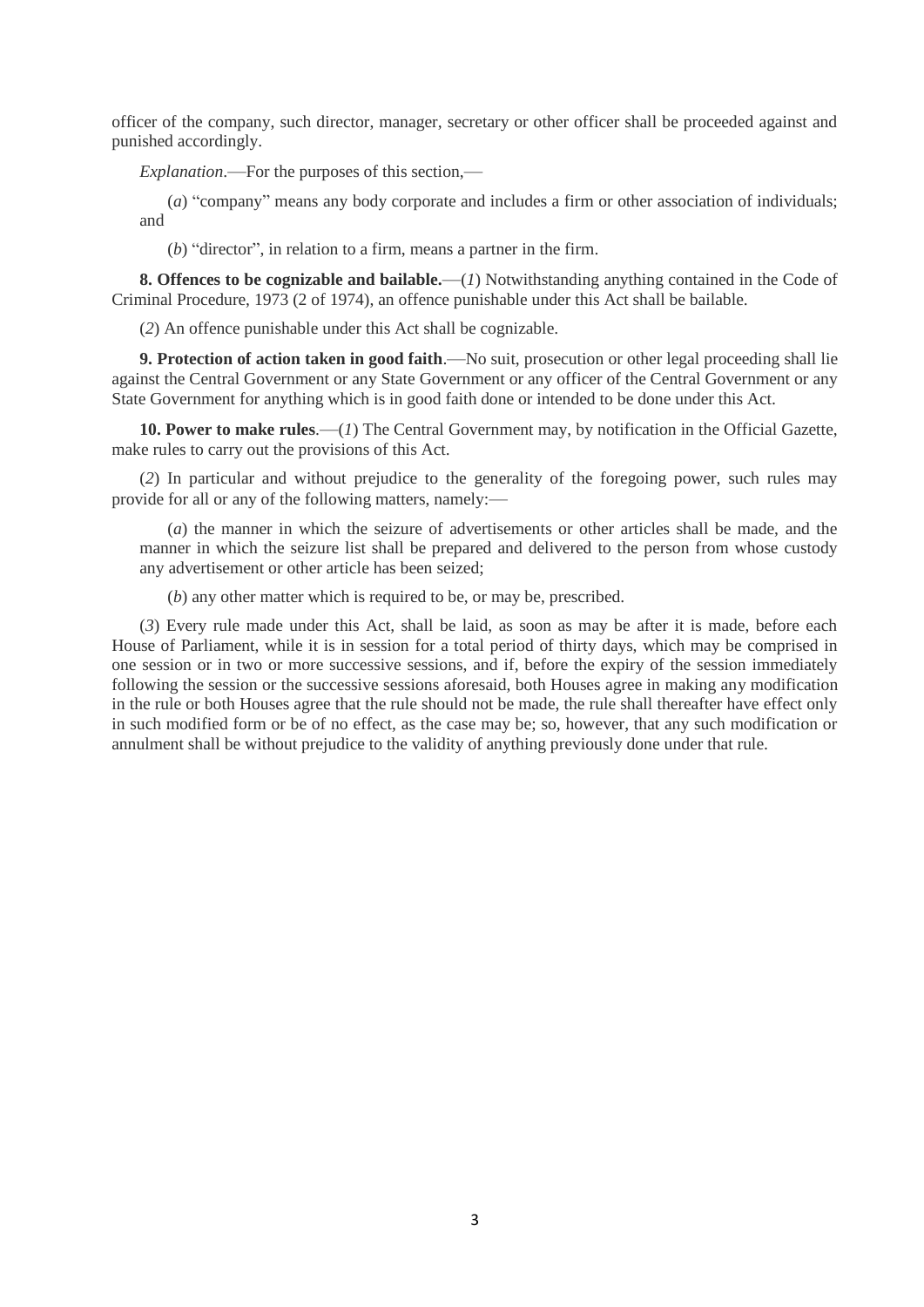officer of the company, such director, manager, secretary or other officer shall be proceeded against and punished accordingly.

*Explanation*.—For the purposes of this section,—

(*a*) "company" means any body corporate and includes a firm or other association of individuals; and

(*b*) "director", in relation to a firm, means a partner in the firm.

**8. Offences to be cognizable and bailable.**—(*1*) Notwithstanding anything contained in the Code of Criminal Procedure, 1973 (2 of 1974), an offence punishable under this Act shall be bailable.

(*2*) An offence punishable under this Act shall be cognizable.

**9. Protection of action taken in good faith**.—No suit, prosecution or other legal proceeding shall lie against the Central Government or any State Government or any officer of the Central Government or any State Government for anything which is in good faith done or intended to be done under this Act.

**10. Power to make rules**.—(*1*) The Central Government may, by notification in the Official Gazette, make rules to carry out the provisions of this Act.

(*2*) In particular and without prejudice to the generality of the foregoing power, such rules may provide for all or any of the following matters, namely:—

(*a*) the manner in which the seizure of advertisements or other articles shall be made, and the manner in which the seizure list shall be prepared and delivered to the person from whose custody any advertisement or other article has been seized;

(*b*) any other matter which is required to be, or may be, prescribed.

(*3*) Every rule made under this Act, shall be laid, as soon as may be after it is made, before each House of Parliament, while it is in session for a total period of thirty days, which may be comprised in one session or in two or more successive sessions, and if, before the expiry of the session immediately following the session or the successive sessions aforesaid, both Houses agree in making any modification in the rule or both Houses agree that the rule should not be made, the rule shall thereafter have effect only in such modified form or be of no effect, as the case may be; so, however, that any such modification or annulment shall be without prejudice to the validity of anything previously done under that rule.